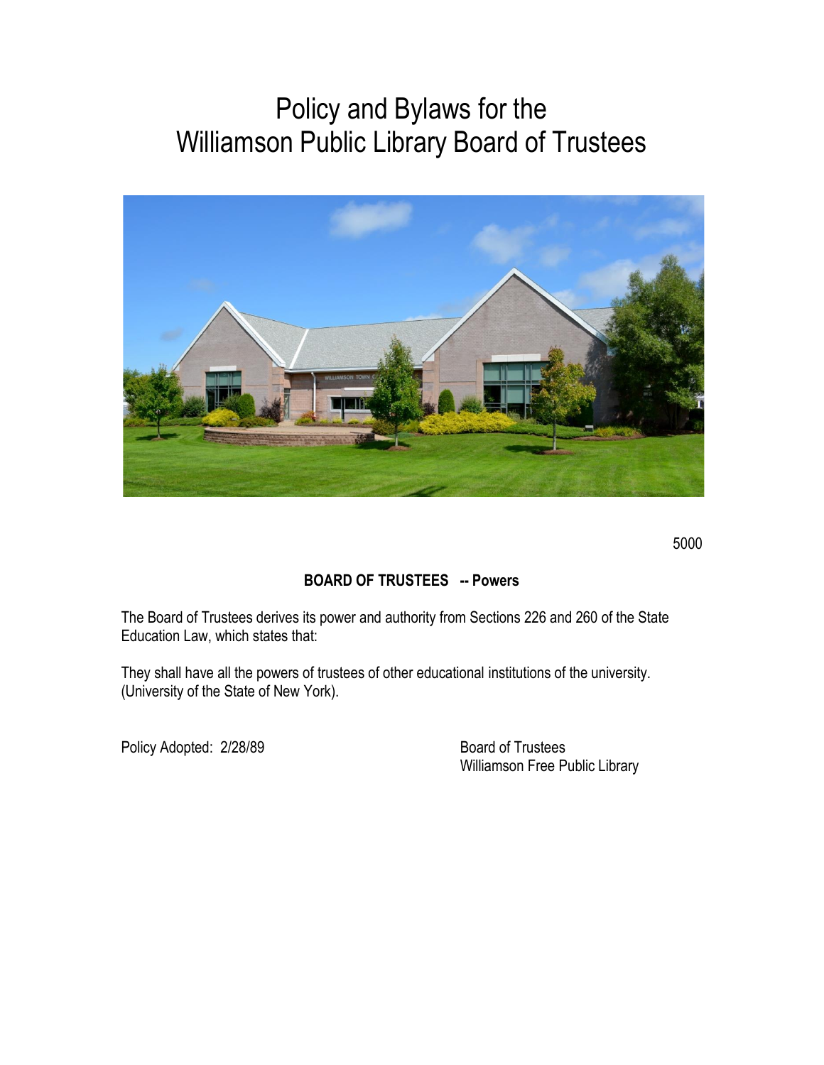# Policy and Bylaws for the Williamson Public Library Board of Trustees

5000

**BOARD OF TRUSTEES -- Powers**

The Board of Trustees derives its power and authority from Sections 226 and 260 of the State Education Law, which states that:

They shall have all the powers of trustees of other educational institutions of the university. (University of the State of New York).

Policy Adopted: 2/28/89

Board of Trustees
Williamson Free Public Library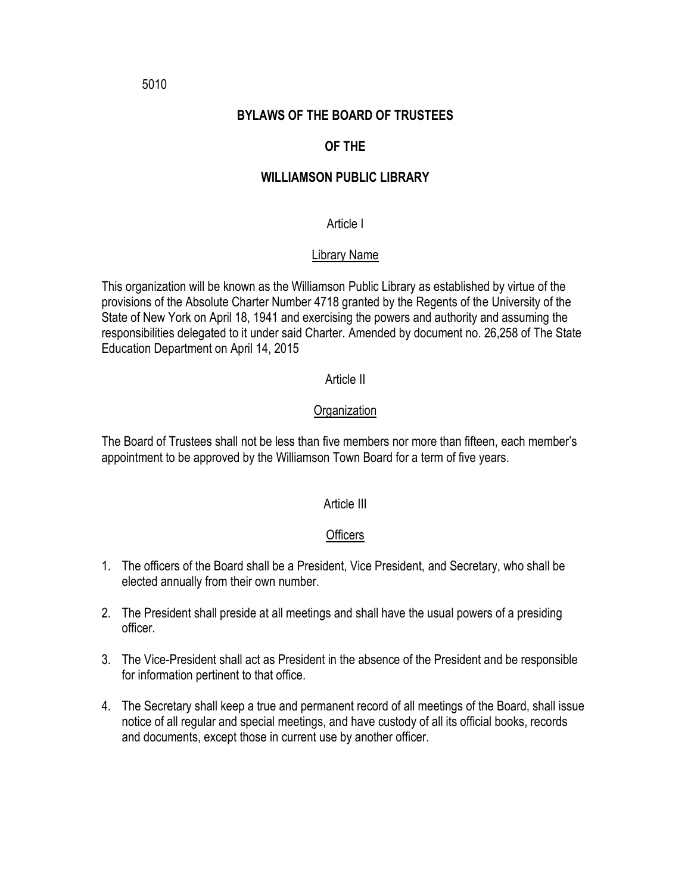5010

# BYLAWS OF THE BOARD OF TRUSTEES

# OF THE

# WILLIAMSON PUBLIC LIBRARY

## Article I

### Library Name

This organization will be known as the Williamson Public Library as established by virtue of the provisions of the Absolute Charter Number 4718 granted by the Regents of the University of the State of New York on April 18, 1941 and exercising the powers and authority and assuming the responsibilities delegated to it under said Charter. Amended by document no. 26,258 of The State Education Department on April 14, 2015

## Article II

### Organization

The Board of Trustees shall not be less than five members nor more than fifteen, each member's appointment to be approved by the Williamson Town Board for a term of five years.

## Article III

### Officers

1. The officers of the Board shall be a President, Vice President, and Secretary, who shall be elected annually from their own number.

2. The President shall preside at all meetings and shall have the usual powers of a presiding officer.

3. The Vice-President shall act as President in the absence of the President and be responsible for information pertinent to that office.

4. The Secretary shall keep a true and permanent record of all meetings of the Board, shall issue notice of all regular and special meetings, and have custody of all its official books, records and documents, except those in current use by another officer.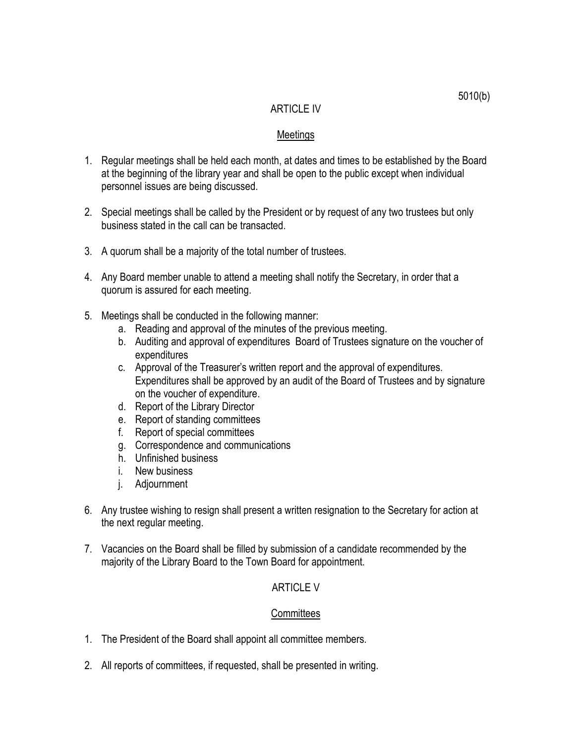5010(b)

## ARTICLE IV

### Meetings

1. Regular meetings shall be held each month, at dates and times to be established by the Board at the beginning of the library year and shall be open to the public except when individual personnel issues are being discussed.

2. Special meetings shall be called by the President or by request of any two trustees but only business stated in the call can be transacted.

3. A quorum shall be a majority of the total number of trustees.

4. Any Board member unable to attend a meeting shall notify the Secretary, in order that a quorum is assured for each meeting.

5. Meetings shall be conducted in the following manner:
   a. Reading and approval of the minutes of the previous meeting.
   b. Auditing and approval of expenditures Board of Trustees signature on the voucher of expenditures
   c. Approval of the Treasurer's written report and the approval of expenditures. Expenditures shall be approved by an audit of the Board of Trustees and by signature on the voucher of expenditure.
   d. Report of the Library Director
   e. Report of standing committees
   f. Report of special committees
   g. Correspondence and communications
   h. Unfinished business
   i. New business
   j. Adjournment

6. Any trustee wishing to resign shall present a written resignation to the Secretary for action at the next regular meeting.

7. Vacancies on the Board shall be filled by submission of a candidate recommended by the majority of the Library Board to the Town Board for appointment.

## ARTICLE V

### Committees

1. The President of the Board shall appoint all committee members.

2. All reports of committees, if requested, shall be presented in writing.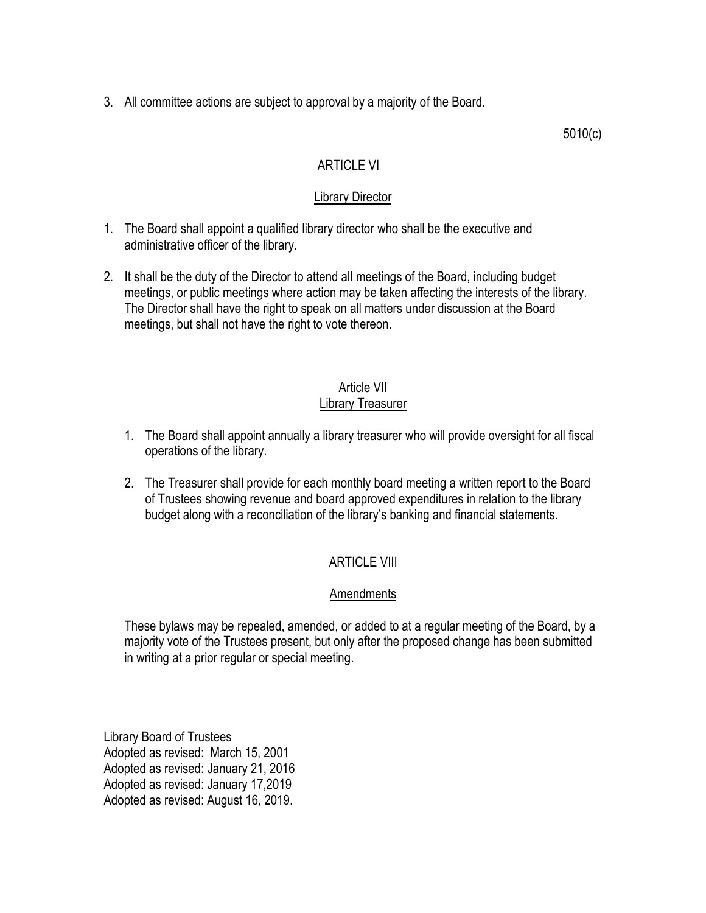3. All committee actions are subject to approval by a majority of the Board.

5010(c)

## ARTICLE VI

### Library Director

1. The Board shall appoint a qualified library director who shall be the executive and administrative officer of the library.

2. It shall be the duty of the Director to attend all meetings of the Board, including budget meetings, or public meetings where action may be taken affecting the interests of the library. The Director shall have the right to speak on all matters under discussion at the Board meetings, but shall not have the right to vote thereon.

## Article VII

### Library Treasurer

1. The Board shall appoint annually a library treasurer who will provide oversight for all fiscal operations of the library.

2. The Treasurer shall provide for each monthly board meeting a written report to the Board of Trustees showing revenue and board approved expenditures in relation to the library budget along with a reconciliation of the library's banking and financial statements.

## ARTICLE VIII

### Amendments

These bylaws may be repealed, amended, or added to at a regular meeting of the Board, by a majority vote of the Trustees present, but only after the proposed change has been submitted in writing at a prior regular or special meeting.

Library Board of Trustees
Adopted as revised: March 15, 2001
Adopted as revised: January 21, 2016
Adopted as revised: January 17,2019
Adopted as revised: August 16, 2019.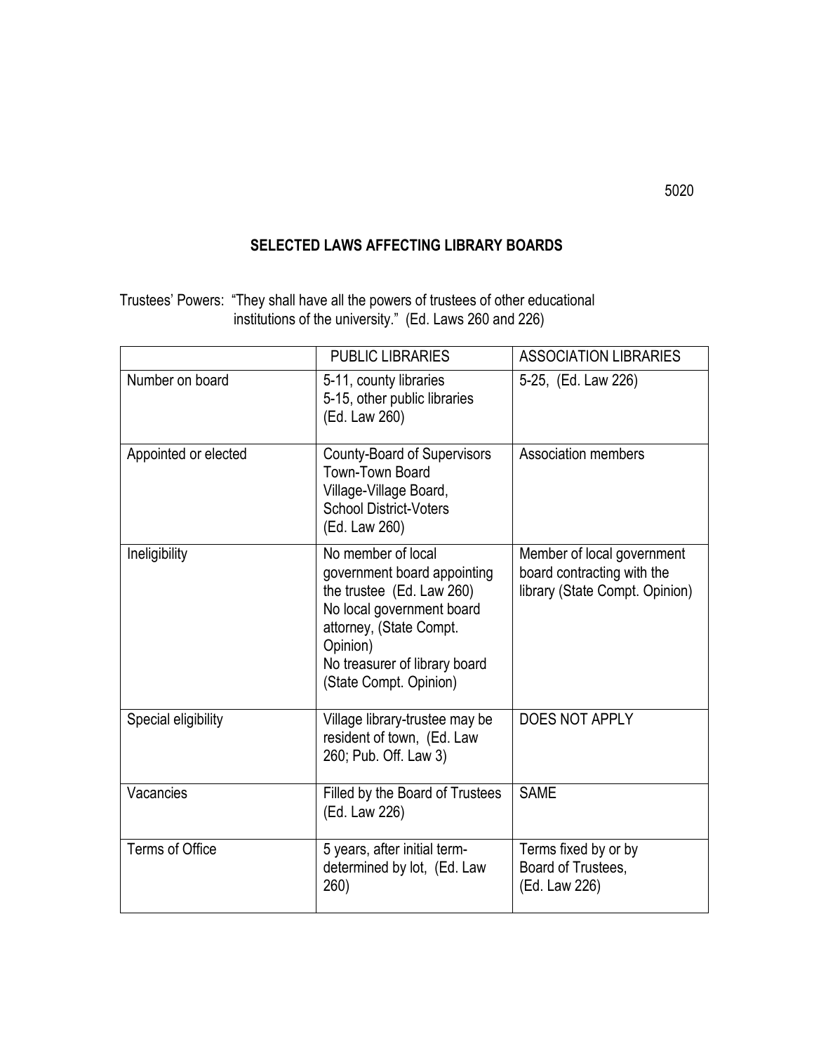# SELECTED LAWS AFFECTING LIBRARY BOARDS

Trustees' Powers: "They shall have all the powers of trustees of other educational institutions of the university." (Ed. Laws 260 and 226)

| | PUBLIC LIBRARIES | ASSOCIATION LIBRARIES |
|---|---|---|
| Number on board | 5-11, county libraries<br>5-15, other public libraries<br>(Ed. Law 260) | 5-25, (Ed. Law 226) |
| Appointed or elected | County-Board of Supervisors<br>Town-Town Board<br>Village-Village Board,<br>School District-Voters<br>(Ed. Law 260) | Association members |
| Ineligibility | No member of local government board appointing the trustee (Ed. Law 260)<br>No local government board attorney, (State Compt. Opinion)<br>No treasurer of library board (State Compt. Opinion) | Member of local government board contracting with the library (State Compt. Opinion) |
| Special eligibility | Village library-trustee may be resident of town, (Ed. Law 260; Pub. Off. Law 3) | DOES NOT APPLY |
| Vacancies | Filled by the Board of Trustees (Ed. Law 226) | SAME |
| Terms of Office | 5 years, after initial term-determined by lot, (Ed. Law 260) | Terms fixed by or by Board of Trustees, (Ed. Law 226) |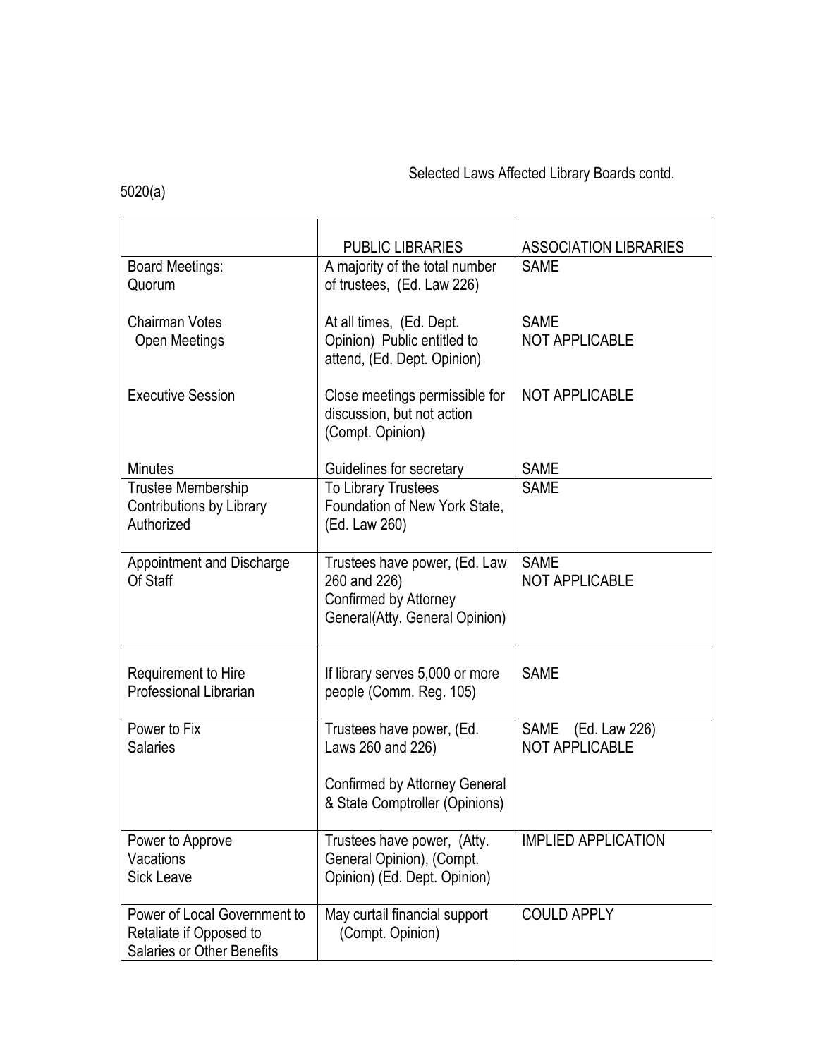Selected Laws Affected Library Boards contd.

5020(a)

| | PUBLIC LIBRARIES | ASSOCIATION LIBRARIES |
|---|---|---|
| Board Meetings: Quorum | A majority of the total number of trustees, (Ed. Law 226) | SAME |
| Chairman Votes | At all times, (Ed. Dept. Opinion) | SAME |
| Open Meetings | Public entitled to attend, (Ed. Dept. Opinion) | NOT APPLICABLE |
| Executive Session | Close meetings permissible for discussion, but not action (Compt. Opinion) | NOT APPLICABLE |
| Minutes | Guidelines for secretary | SAME |
| Trustee Membership Contributions by Library Authorized | To Library Trustees Foundation of New York State, (Ed. Law 260) | SAME |
| Appointment and Discharge Of Staff | Trustees have power, (Ed. Law 260 and 226) Confirmed by Attorney General(Atty. General Opinion) | SAME NOT APPLICABLE |
| Requirement to Hire Professional Librarian | If library serves 5,000 or more people (Comm. Reg. 105) | SAME |
| Power to Fix Salaries | Trustees have power, (Ed. Laws 260 and 226) Confirmed by Attorney General & State Comptroller (Opinions) | SAME (Ed. Law 226) NOT APPLICABLE |
| Power to Approve Vacations Sick Leave | Trustees have power, (Atty. General Opinion), (Compt. Opinion) (Ed. Dept. Opinion) | IMPLIED APPLICATION |
| Power of Local Government to Retaliate if Opposed to Salaries or Other Benefits | May curtail financial support (Compt. Opinion) | COULD APPLY |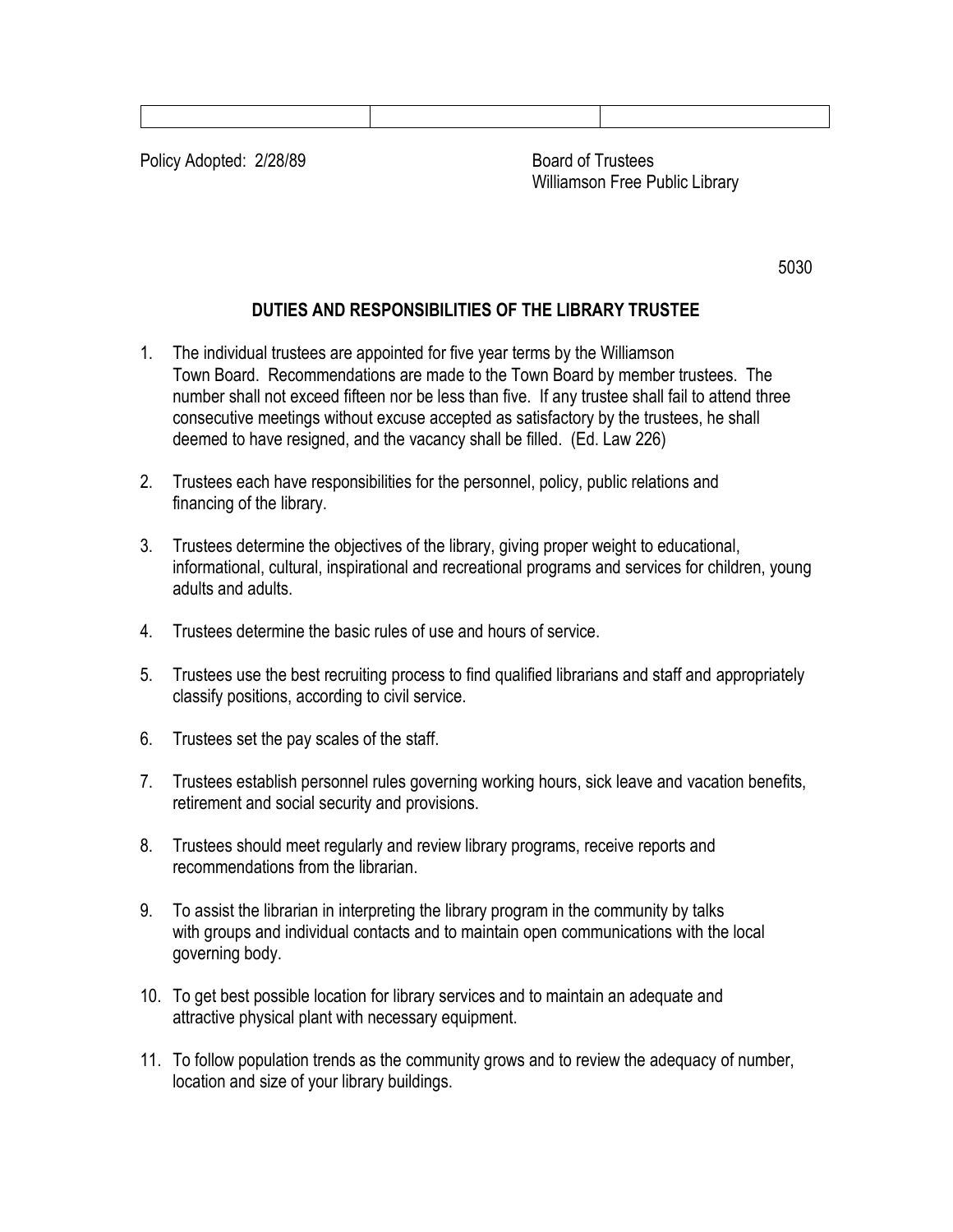| | | |
|---|---|---|

Policy Adopted: 2/28/89

Board of Trustees
Williamson Free Public Library

5030

## DUTIES AND RESPONSIBILITIES OF THE LIBRARY TRUSTEE

1. The individual trustees are appointed for five year terms by the Williamson Town Board. Recommendations are made to the Town Board by member trustees. The number shall not exceed fifteen nor be less than five. If any trustee shall fail to attend three consecutive meetings without excuse accepted as satisfactory by the trustees, he shall deemed to have resigned, and the vacancy shall be filled. (Ed. Law 226)

2. Trustees each have responsibilities for the personnel, policy, public relations and financing of the library.

3. Trustees determine the objectives of the library, giving proper weight to educational, informational, cultural, inspirational and recreational programs and services for children, young adults and adults.

4. Trustees determine the basic rules of use and hours of service.

5. Trustees use the best recruiting process to find qualified librarians and staff and appropriately classify positions, according to civil service.

6. Trustees set the pay scales of the staff.

7. Trustees establish personnel rules governing working hours, sick leave and vacation benefits, retirement and social security and provisions.

8. Trustees should meet regularly and review library programs, receive reports and recommendations from the librarian.

9. To assist the librarian in interpreting the library program in the community by talks with groups and individual contacts and to maintain open communications with the local governing body.

10. To get best possible location for library services and to maintain an adequate and attractive physical plant with necessary equipment.

11. To follow population trends as the community grows and to review the adequacy of number, location and size of your library buildings.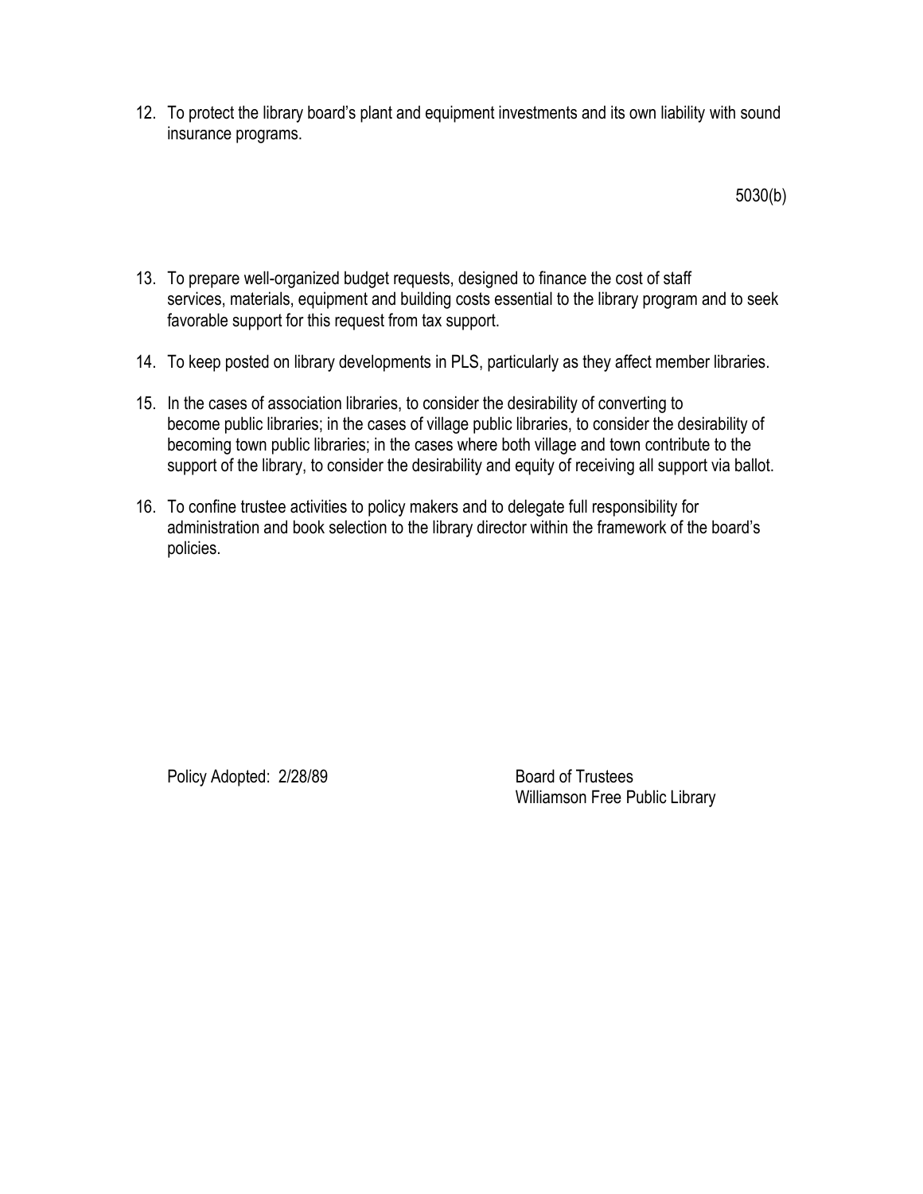12. To protect the library board's plant and equipment investments and its own liability with sound insurance programs.

5030(b)

13. To prepare well-organized budget requests, designed to finance the cost of staff services, materials, equipment and building costs essential to the library program and to seek favorable support for this request from tax support.

14. To keep posted on library developments in PLS, particularly as they affect member libraries.

15. In the cases of association libraries, to consider the desirability of converting to become public libraries; in the cases of village public libraries, to consider the desirability of becoming town public libraries; in the cases where both village and town contribute to the support of the library, to consider the desirability and equity of receiving all support via ballot.

16. To confine trustee activities to policy makers and to delegate full responsibility for administration and book selection to the library director within the framework of the board's policies.

Policy Adopted: 2/28/89

Board of Trustees
Williamson Free Public Library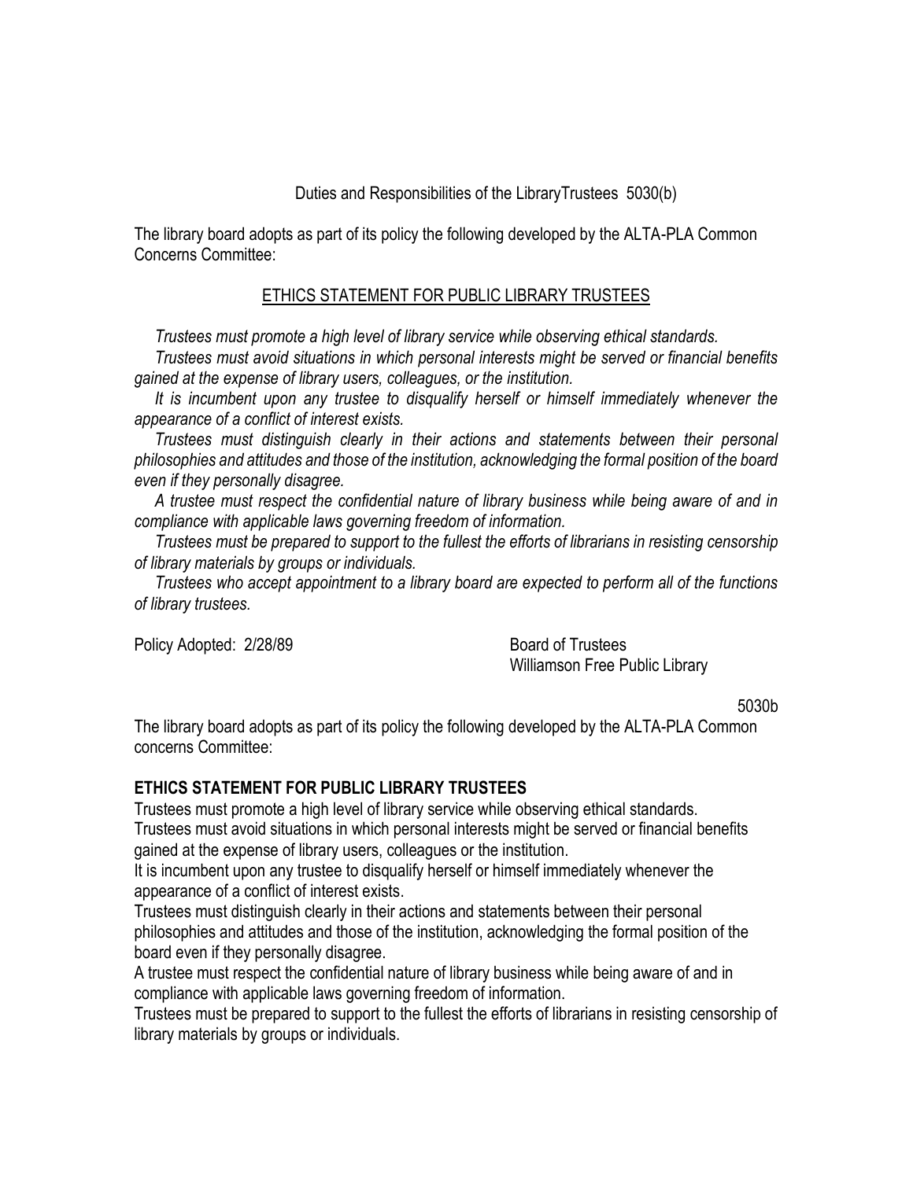Duties and Responsibilities of the LibraryTrustees 5030(b)

The library board adopts as part of its policy the following developed by the ALTA-PLA Common Concerns Committee:

## ETHICS STATEMENT FOR PUBLIC LIBRARY TRUSTEES

*Trustees must promote a high level of library service while observing ethical standards.*

*Trustees must avoid situations in which personal interests might be served or financial benefits gained at the expense of library users, colleagues, or the institution.*

*It is incumbent upon any trustee to disqualify herself or himself immediately whenever the appearance of a conflict of interest exists.*

*Trustees must distinguish clearly in their actions and statements between their personal philosophies and attitudes and those of the institution, acknowledging the formal position of the board even if they personally disagree.*

*A trustee must respect the confidential nature of library business while being aware of and in compliance with applicable laws governing freedom of information.*

*Trustees must be prepared to support to the fullest the efforts of librarians in resisting censorship of library materials by groups or individuals.*

*Trustees who accept appointment to a library board are expected to perform all of the functions of library trustees.*

Policy Adopted: 2/28/89

Board of Trustees
Williamson Free Public Library

5030b

The library board adopts as part of its policy the following developed by the ALTA-PLA Common concerns Committee:

**ETHICS STATEMENT FOR PUBLIC LIBRARY TRUSTEES**

Trustees must promote a high level of library service while observing ethical standards.
Trustees must avoid situations in which personal interests might be served or financial benefits gained at the expense of library users, colleagues or the institution.
It is incumbent upon any trustee to disqualify herself or himself immediately whenever the appearance of a conflict of interest exists.
Trustees must distinguish clearly in their actions and statements between their personal philosophies and attitudes and those of the institution, acknowledging the formal position of the board even if they personally disagree.
A trustee must respect the confidential nature of library business while being aware of and in compliance with applicable laws governing freedom of information.
Trustees must be prepared to support to the fullest the efforts of librarians in resisting censorship of library materials by groups or individuals.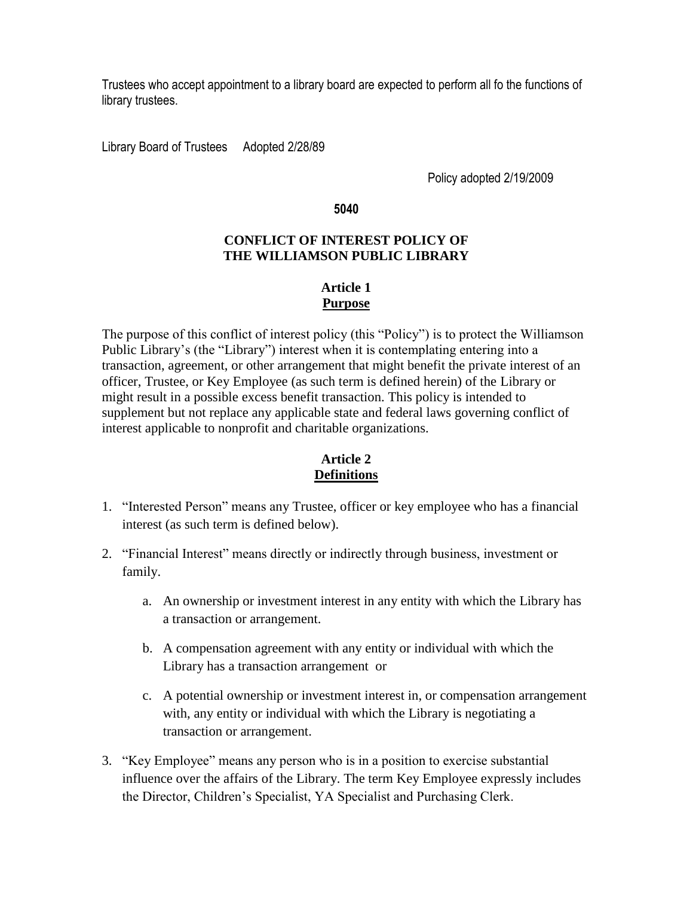Trustees who accept appointment to a library board are expected to perform all fo the functions of library trustees.

Library Board of Trustees Adopted 2/28/89

Policy adopted 2/19/2009

**5040**

## CONFLICT OF INTEREST POLICY OF THE WILLIAMSON PUBLIC LIBRARY

### Article 1
### Purpose

The purpose of this conflict of interest policy (this "Policy") is to protect the Williamson Public Library's (the "Library") interest when it is contemplating entering into a transaction, agreement, or other arrangement that might benefit the private interest of an officer, Trustee, or Key Employee (as such term is defined herein) of the Library or might result in a possible excess benefit transaction. This policy is intended to supplement but not replace any applicable state and federal laws governing conflict of interest applicable to nonprofit and charitable organizations.

### Article 2
### Definitions

1. "Interested Person" means any Trustee, officer or key employee who has a financial interest (as such term is defined below).

2. "Financial Interest" means directly or indirectly through business, investment or family.

    a. An ownership or investment interest in any entity with which the Library has a transaction or arrangement.

    b. A compensation agreement with any entity or individual with which the Library has a transaction arrangement or

    c. A potential ownership or investment interest in, or compensation arrangement with, any entity or individual with which the Library is negotiating a transaction or arrangement.

3. "Key Employee" means any person who is in a position to exercise substantial influence over the affairs of the Library. The term Key Employee expressly includes the Director, Children's Specialist, YA Specialist and Purchasing Clerk.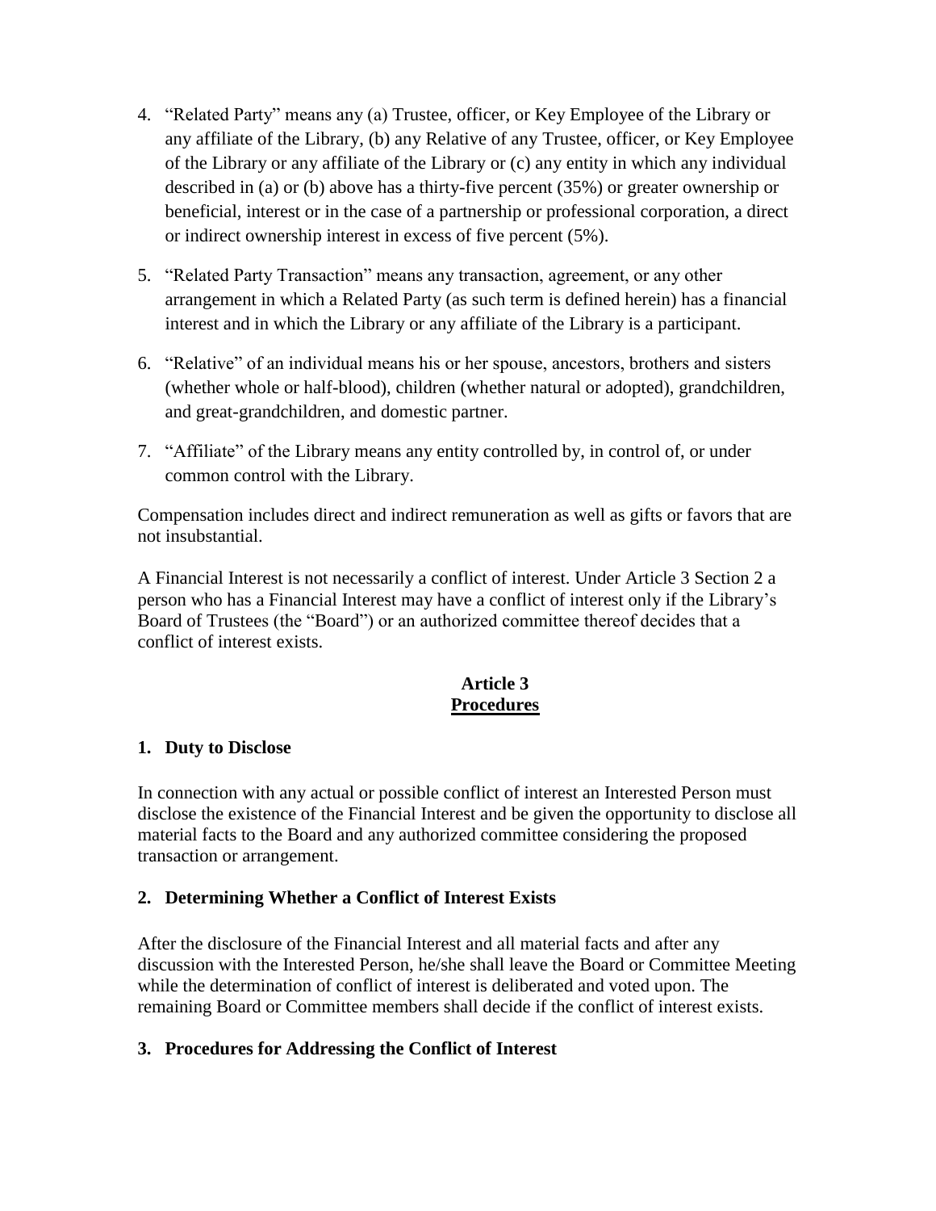4. "Related Party" means any (a) Trustee, officer, or Key Employee of the Library or any affiliate of the Library, (b) any Relative of any Trustee, officer, or Key Employee of the Library or any affiliate of the Library or (c) any entity in which any individual described in (a) or (b) above has a thirty-five percent (35%) or greater ownership or beneficial, interest or in the case of a partnership or professional corporation, a direct or indirect ownership interest in excess of five percent (5%).

5. "Related Party Transaction" means any transaction, agreement, or any other arrangement in which a Related Party (as such term is defined herein) has a financial interest and in which the Library or any affiliate of the Library is a participant.

6. "Relative" of an individual means his or her spouse, ancestors, brothers and sisters (whether whole or half-blood), children (whether natural or adopted), grandchildren, and great-grandchildren, and domestic partner.

7. "Affiliate" of the Library means any entity controlled by, in control of, or under common control with the Library.

Compensation includes direct and indirect remuneration as well as gifts or favors that are not insubstantial.

A Financial Interest is not necessarily a conflict of interest. Under Article 3 Section 2 a person who has a Financial Interest may have a conflict of interest only if the Library's Board of Trustees (the "Board") or an authorized committee thereof decides that a conflict of interest exists.

## Article 3
## Procedures

### 1. Duty to Disclose

In connection with any actual or possible conflict of interest an Interested Person must disclose the existence of the Financial Interest and be given the opportunity to disclose all material facts to the Board and any authorized committee considering the proposed transaction or arrangement.

### 2. Determining Whether a Conflict of Interest Exists

After the disclosure of the Financial Interest and all material facts and after any discussion with the Interested Person, he/she shall leave the Board or Committee Meeting while the determination of conflict of interest is deliberated and voted upon. The remaining Board or Committee members shall decide if the conflict of interest exists.

### 3. Procedures for Addressing the Conflict of Interest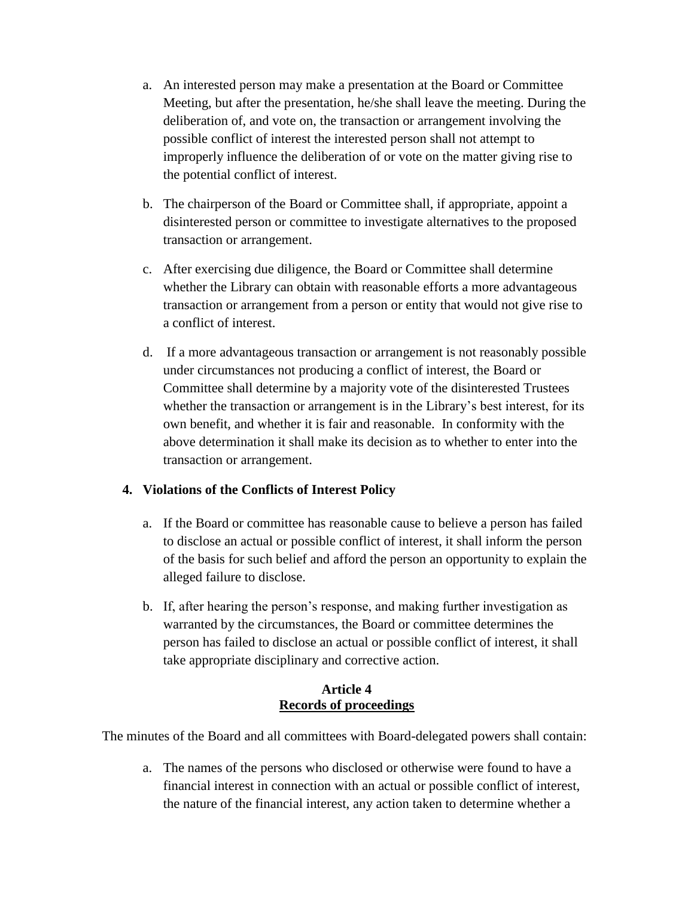a. An interested person may make a presentation at the Board or Committee Meeting, but after the presentation, he/she shall leave the meeting. During the deliberation of, and vote on, the transaction or arrangement involving the possible conflict of interest the interested person shall not attempt to improperly influence the deliberation of or vote on the matter giving rise to the potential conflict of interest.

b. The chairperson of the Board or Committee shall, if appropriate, appoint a disinterested person or committee to investigate alternatives to the proposed transaction or arrangement.

c. After exercising due diligence, the Board or Committee shall determine whether the Library can obtain with reasonable efforts a more advantageous transaction or arrangement from a person or entity that would not give rise to a conflict of interest.

d. If a more advantageous transaction or arrangement is not reasonably possible under circumstances not producing a conflict of interest, the Board or Committee shall determine by a majority vote of the disinterested Trustees whether the transaction or arrangement is in the Library's best interest, for its own benefit, and whether it is fair and reasonable. In conformity with the above determination it shall make its decision as to whether to enter into the transaction or arrangement.

**4. Violations of the Conflicts of Interest Policy**

a. If the Board or committee has reasonable cause to believe a person has failed to disclose an actual or possible conflict of interest, it shall inform the person of the basis for such belief and afford the person an opportunity to explain the alleged failure to disclose.

b. If, after hearing the person's response, and making further investigation as warranted by the circumstances, the Board or committee determines the person has failed to disclose an actual or possible conflict of interest, it shall take appropriate disciplinary and corrective action.

## Article 4
## <u>Records of proceedings</u>

The minutes of the Board and all committees with Board-delegated powers shall contain:

a. The names of the persons who disclosed or otherwise were found to have a financial interest in connection with an actual or possible conflict of interest, the nature of the financial interest, any action taken to determine whether a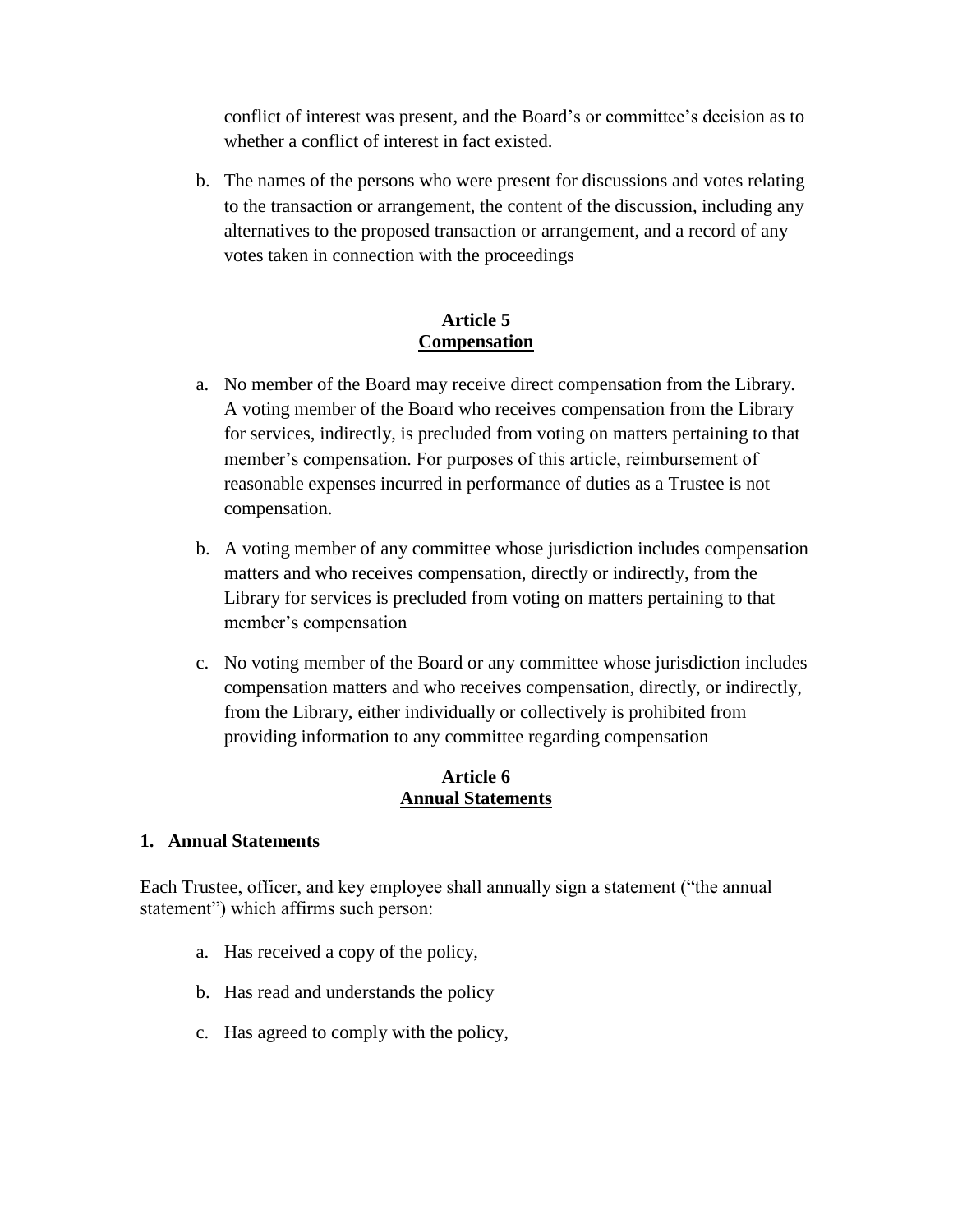conflict of interest was present, and the Board's or committee's decision as to whether a conflict of interest in fact existed.

b. The names of the persons who were present for discussions and votes relating to the transaction or arrangement, the content of the discussion, including any alternatives to the proposed transaction or arrangement, and a record of any votes taken in connection with the proceedings

## Article 5
## Compensation

a. No member of the Board may receive direct compensation from the Library. A voting member of the Board who receives compensation from the Library for services, indirectly, is precluded from voting on matters pertaining to that member's compensation. For purposes of this article, reimbursement of reasonable expenses incurred in performance of duties as a Trustee is not compensation.

b. A voting member of any committee whose jurisdiction includes compensation matters and who receives compensation, directly or indirectly, from the Library for services is precluded from voting on matters pertaining to that member's compensation

c. No voting member of the Board or any committee whose jurisdiction includes compensation matters and who receives compensation, directly, or indirectly, from the Library, either individually or collectively is prohibited from providing information to any committee regarding compensation

## Article 6
## Annual Statements

### 1. Annual Statements

Each Trustee, officer, and key employee shall annually sign a statement ("the annual statement") which affirms such person:

a. Has received a copy of the policy,

b. Has read and understands the policy

c. Has agreed to comply with the policy,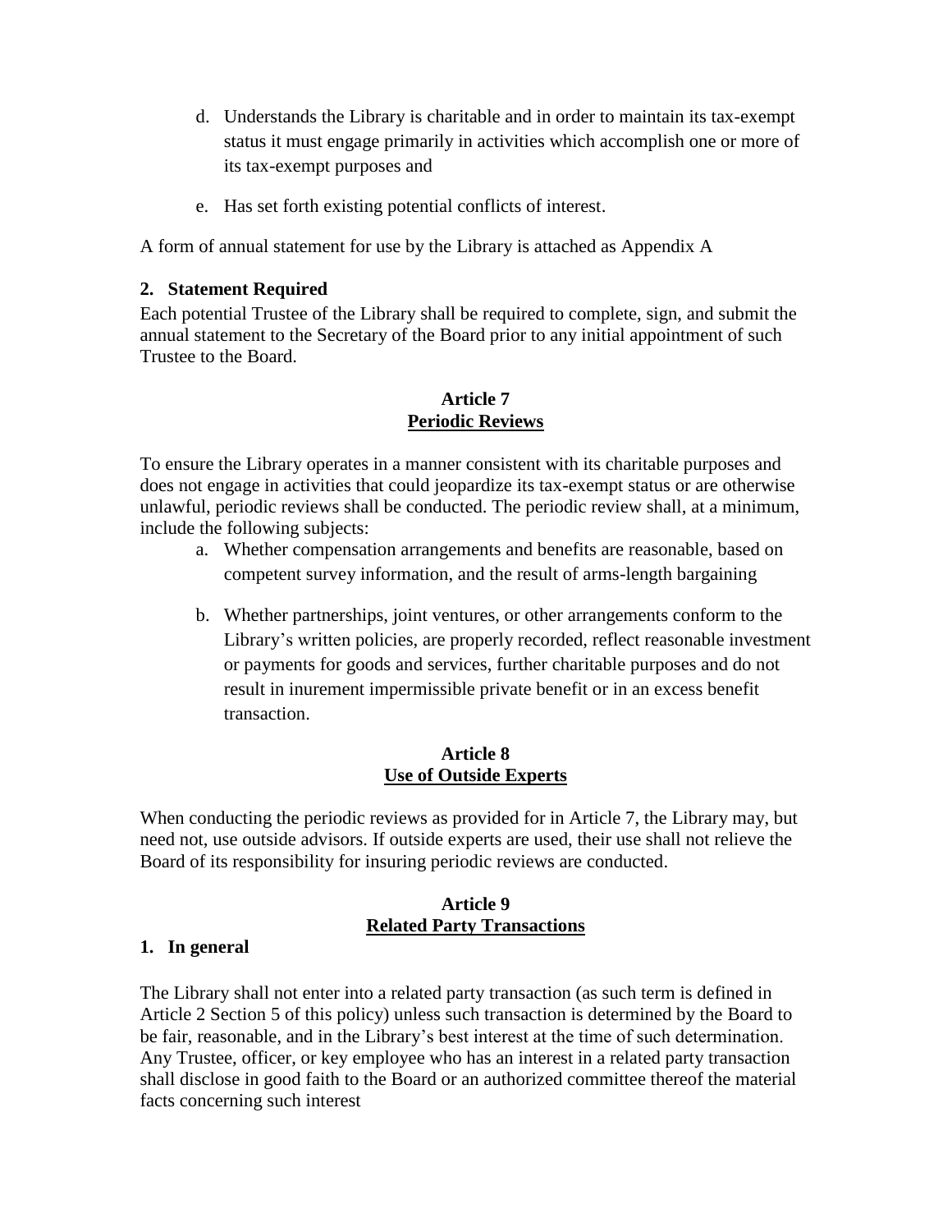d. Understands the Library is charitable and in order to maintain its tax-exempt status it must engage primarily in activities which accomplish one or more of its tax-exempt purposes and

e. Has set forth existing potential conflicts of interest.

A form of annual statement for use by the Library is attached as Appendix A

**2. Statement Required**

Each potential Trustee of the Library shall be required to complete, sign, and submit the annual statement to the Secretary of the Board prior to any initial appointment of such Trustee to the Board.

## Article 7
## Periodic Reviews

To ensure the Library operates in a manner consistent with its charitable purposes and does not engage in activities that could jeopardize its tax-exempt status or are otherwise unlawful, periodic reviews shall be conducted. The periodic review shall, at a minimum, include the following subjects:

a. Whether compensation arrangements and benefits are reasonable, based on competent survey information, and the result of arms-length bargaining

b. Whether partnerships, joint ventures, or other arrangements conform to the Library's written policies, are properly recorded, reflect reasonable investment or payments for goods and services, further charitable purposes and do not result in inurement impermissible private benefit or in an excess benefit transaction.

## Article 8
## Use of Outside Experts

When conducting the periodic reviews as provided for in Article 7, the Library may, but need not, use outside advisors. If outside experts are used, their use shall not relieve the Board of its responsibility for insuring periodic reviews are conducted.

## Article 9
## Related Party Transactions

**1. In general**

The Library shall not enter into a related party transaction (as such term is defined in Article 2 Section 5 of this policy) unless such transaction is determined by the Board to be fair, reasonable, and in the Library's best interest at the time of such determination. Any Trustee, officer, or key employee who has an interest in a related party transaction shall disclose in good faith to the Board or an authorized committee thereof the material facts concerning such interest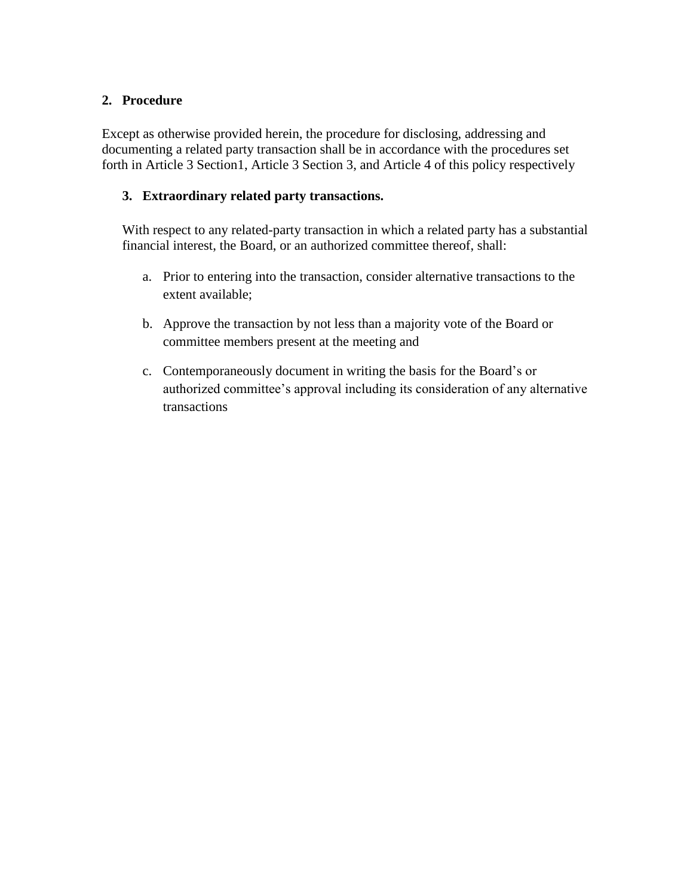## 2. Procedure

Except as otherwise provided herein, the procedure for disclosing, addressing and documenting a related party transaction shall be in accordance with the procedures set forth in Article 3 Section1, Article 3 Section 3, and Article 4 of this policy respectively

### 3. Extraordinary related party transactions.

With respect to any related-party transaction in which a related party has a substantial financial interest, the Board, or an authorized committee thereof, shall:

a. Prior to entering into the transaction, consider alternative transactions to the extent available;

b. Approve the transaction by not less than a majority vote of the Board or committee members present at the meeting and

c. Contemporaneously document in writing the basis for the Board's or authorized committee's approval including its consideration of any alternative transactions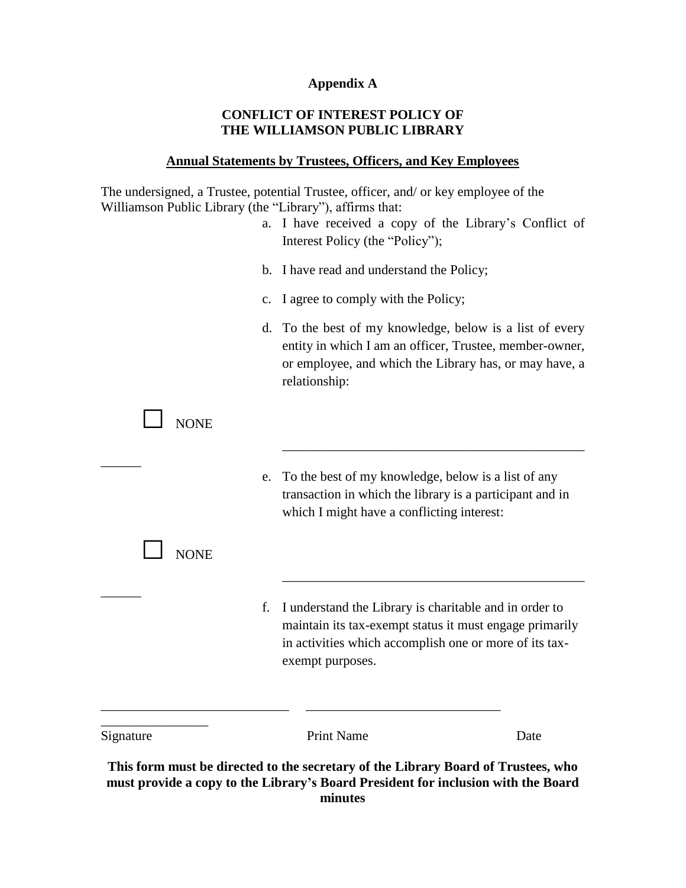**Appendix A**

**CONFLICT OF INTEREST POLICY OF THE WILLIAMSON PUBLIC LIBRARY**

**Annual Statements by Trustees, Officers, and Key Employees**

The undersigned, a Trustee, potential Trustee, officer, and/ or key employee of the Williamson Public Library (the "Library"), affirms that:

a. I have received a copy of the Library's Conflict of Interest Policy (the "Policy");

b. I have read and understand the Policy;

c. I agree to comply with the Policy;

d. To the best of my knowledge, below is a list of every entity in which I am an officer, Trustee, member-owner, or employee, and which the Library has, or may have, a relationship:

☐ NONE

\_\_\_\_\_\_\_\_\_\_\_\_\_\_\_\_\_\_\_\_\_\_\_\_\_\_\_\_\_\_\_\_\_\_\_\_\_\_\_\_\_\_\_\_\_\_\_\_\_\_\_\_

e. To the best of my knowledge, below is a list of any transaction in which the library is a participant and in which I might have a conflicting interest:

☐ NONE

\_\_\_\_\_\_\_\_\_\_\_\_\_\_\_\_\_\_\_\_\_\_\_\_\_\_\_\_\_\_\_\_\_\_\_\_\_\_\_\_\_\_\_\_\_\_\_\_\_\_\_\_

f. I understand the Library is charitable and in order to maintain its tax-exempt status it must engage primarily in activities which accomplish one or more of its tax-exempt purposes.

\_\_\_\_\_\_\_\_\_\_\_\_\_\_\_\_\_\_\_\_\_\_\_\_\_\_\_\_\_\_ \_\_\_\_\_\_\_\_\_\_\_\_\_\_\_\_\_\_\_\_\_\_\_\_\_\_\_\_\_\_ \_\_\_\_\_\_\_\_\_\_\_\_\_\_\_\_

Signature Print Name Date

**This form must be directed to the secretary of the Library Board of Trustees, who must provide a copy to the Library's Board President for inclusion with the Board minutes**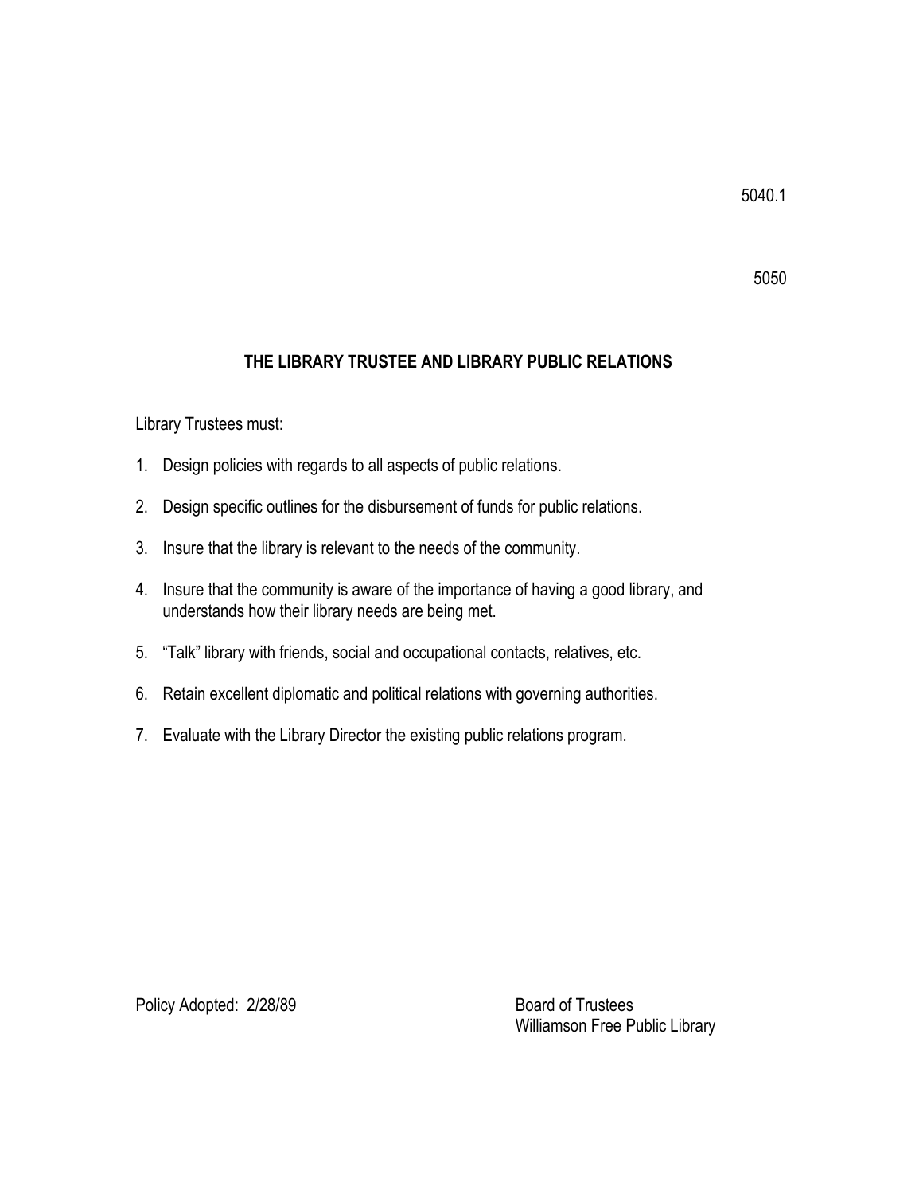5040.1

5050

## THE LIBRARY TRUSTEE AND LIBRARY PUBLIC RELATIONS

Library Trustees must:

1. Design policies with regards to all aspects of public relations.
2. Design specific outlines for the disbursement of funds for public relations.
3. Insure that the library is relevant to the needs of the community.
4. Insure that the community is aware of the importance of having a good library, and understands how their library needs are being met.
5. "Talk" library with friends, social and occupational contacts, relatives, etc.
6. Retain excellent diplomatic and political relations with governing authorities.
7. Evaluate with the Library Director the existing public relations program.

Policy Adopted: 2/28/89

Board of Trustees
Williamson Free Public Library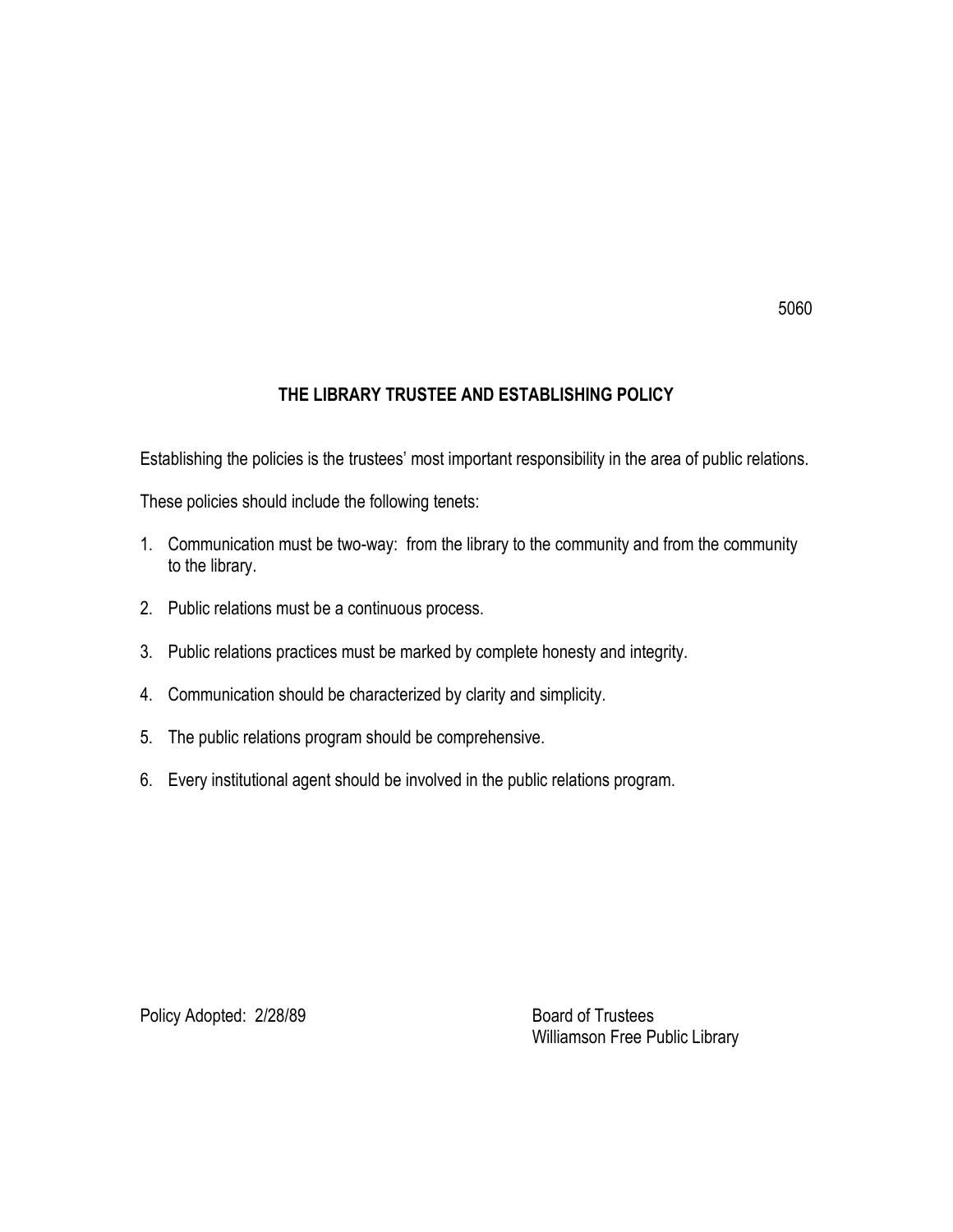5060

## THE LIBRARY TRUSTEE AND ESTABLISHING POLICY

Establishing the policies is the trustees' most important responsibility in the area of public relations.

These policies should include the following tenets:

1. Communication must be two-way: from the library to the community and from the community to the library.
2. Public relations must be a continuous process.
3. Public relations practices must be marked by complete honesty and integrity.
4. Communication should be characterized by clarity and simplicity.
5. The public relations program should be comprehensive.
6. Every institutional agent should be involved in the public relations program.

Policy Adopted: 2/28/89

Board of Trustees
Williamson Free Public Library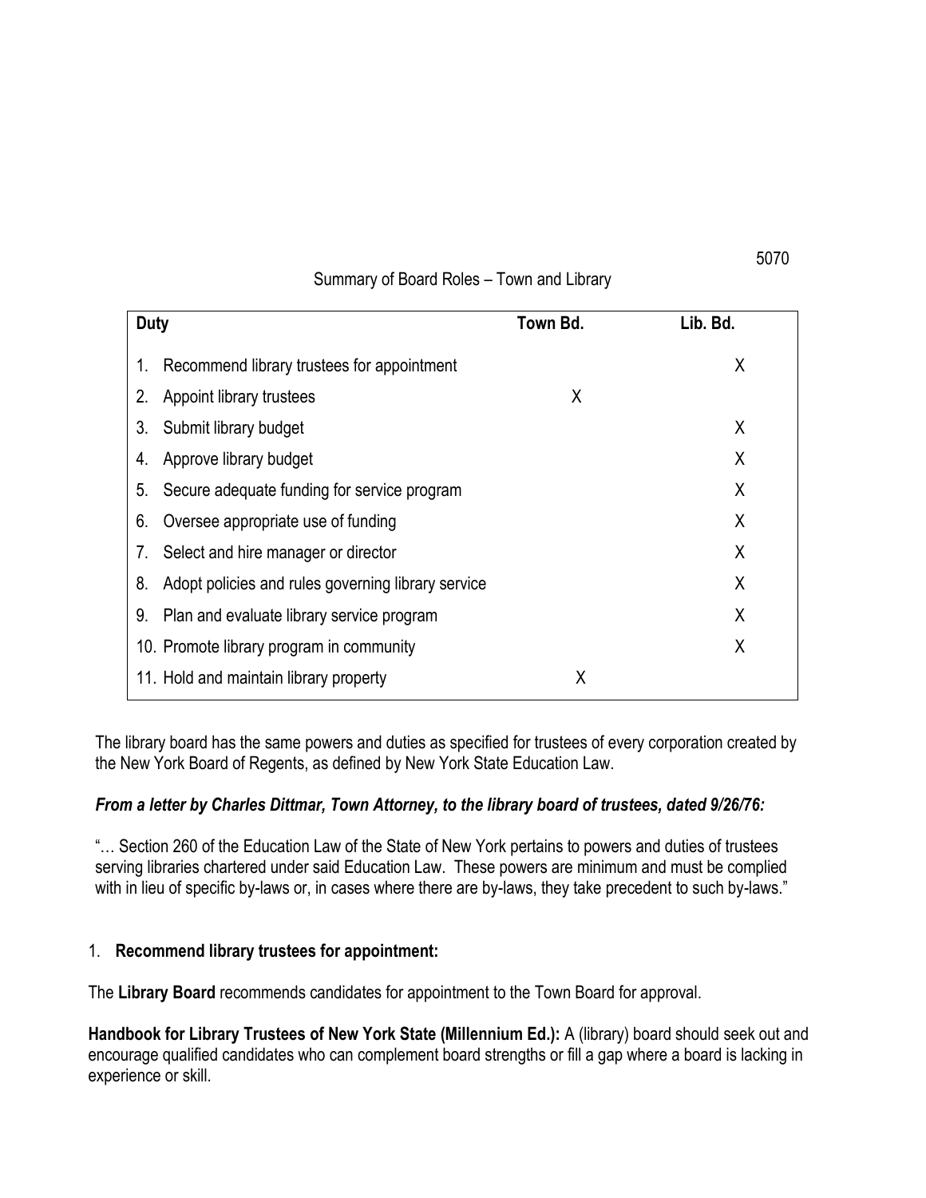5070

Summary of Board Roles – Town and Library

| Duty | Town Bd. | Lib. Bd. |
|---|---|---|
| 1. Recommend library trustees for appointment | | X |
| 2. Appoint library trustees | X | |
| 3. Submit library budget | | X |
| 4. Approve library budget | | X |
| 5. Secure adequate funding for service program | | X |
| 6. Oversee appropriate use of funding | | X |
| 7. Select and hire manager or director | | X |
| 8. Adopt policies and rules governing library service | | X |
| 9. Plan and evaluate library service program | | X |
| 10. Promote library program in community | | X |
| 11. Hold and maintain library property | X | |

The library board has the same powers and duties as specified for trustees of every corporation created by the New York Board of Regents, as defined by New York State Education Law.

***From a letter by Charles Dittmar, Town Attorney, to the library board of trustees, dated 9/26/76:***

"… Section 260 of the Education Law of the State of New York pertains to powers and duties of trustees serving libraries chartered under said Education Law. These powers are minimum and must be complied with in lieu of specific by-laws or, in cases where there are by-laws, they take precedent to such by-laws."

1. **Recommend library trustees for appointment:**

The **Library Board** recommends candidates for appointment to the Town Board for approval.

**Handbook for Library Trustees of New York State (Millennium Ed.):** A (library) board should seek out and encourage qualified candidates who can complement board strengths or fill a gap where a board is lacking in experience or skill.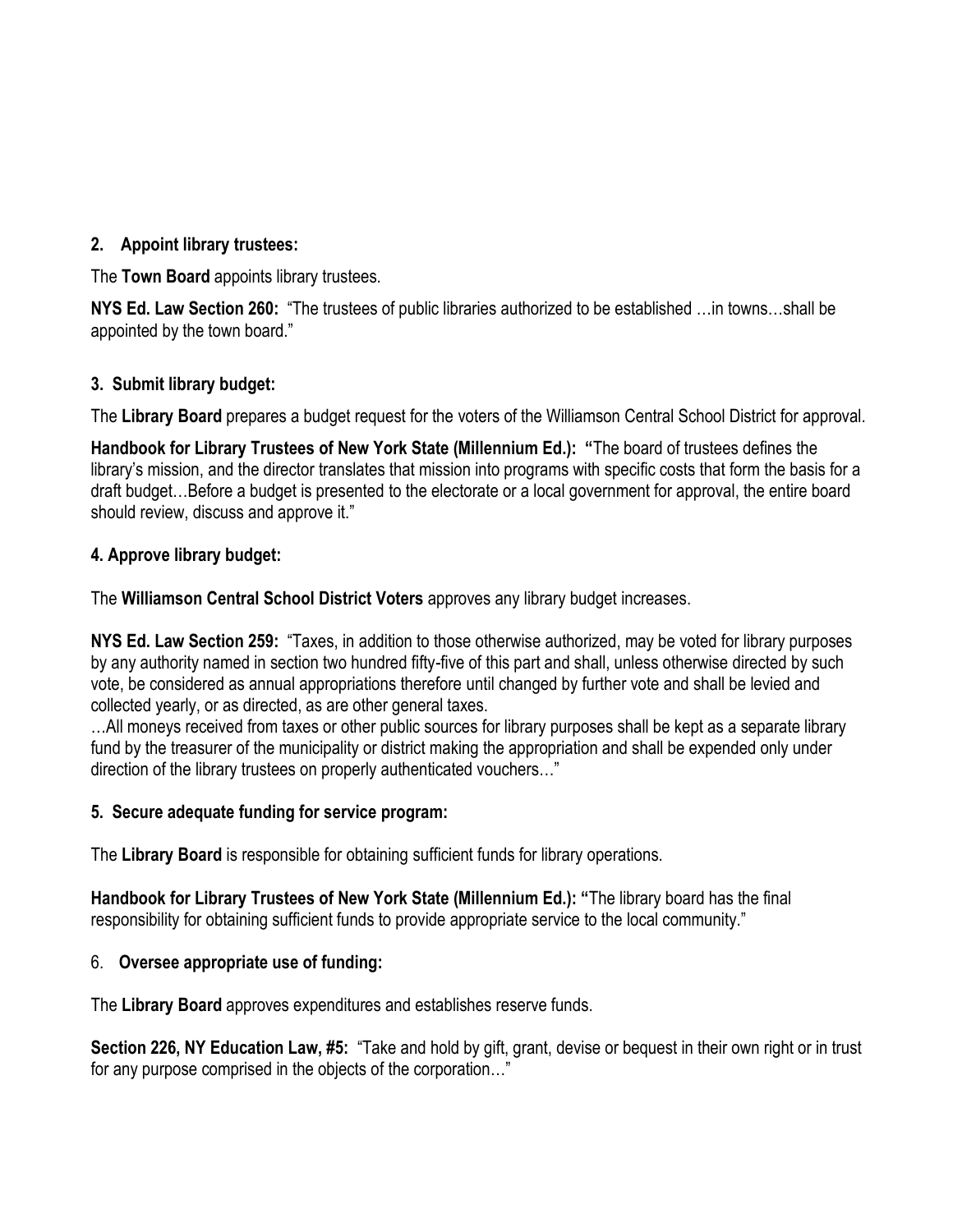**2. Appoint library trustees:**

The **Town Board** appoints library trustees.

**NYS Ed. Law Section 260:** "The trustees of public libraries authorized to be established …in towns…shall be appointed by the town board."

**3. Submit library budget:**

The **Library Board** prepares a budget request for the voters of the Williamson Central School District for approval.

**Handbook for Library Trustees of New York State (Millennium Ed.): "**The board of trustees defines the library's mission, and the director translates that mission into programs with specific costs that form the basis for a draft budget…Before a budget is presented to the electorate or a local government for approval, the entire board should review, discuss and approve it."

**4. Approve library budget:**

The **Williamson Central School District Voters** approves any library budget increases.

**NYS Ed. Law Section 259:** "Taxes, in addition to those otherwise authorized, may be voted for library purposes by any authority named in section two hundred fifty-five of this part and shall, unless otherwise directed by such vote, be considered as annual appropriations therefore until changed by further vote and shall be levied and collected yearly, or as directed, as are other general taxes.

…All moneys received from taxes or other public sources for library purposes shall be kept as a separate library fund by the treasurer of the municipality or district making the appropriation and shall be expended only under direction of the library trustees on properly authenticated vouchers…"

**5. Secure adequate funding for service program:**

The **Library Board** is responsible for obtaining sufficient funds for library operations.

**Handbook for Library Trustees of New York State (Millennium Ed.): "**The library board has the final responsibility for obtaining sufficient funds to provide appropriate service to the local community."

6. **Oversee appropriate use of funding:**

The **Library Board** approves expenditures and establishes reserve funds.

**Section 226, NY Education Law, #5:** "Take and hold by gift, grant, devise or bequest in their own right or in trust for any purpose comprised in the objects of the corporation…"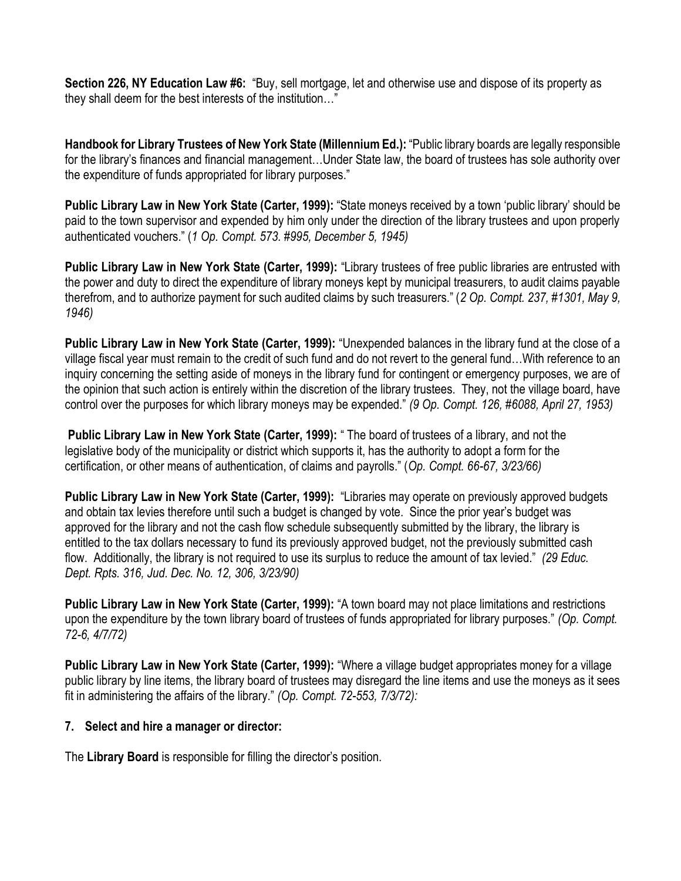**Section 226, NY Education Law #6:** "Buy, sell mortgage, let and otherwise use and dispose of its property as they shall deem for the best interests of the institution…"

**Handbook for Library Trustees of New York State (Millennium Ed.):** "Public library boards are legally responsible for the library's finances and financial management…Under State law, the board of trustees has sole authority over the expenditure of funds appropriated for library purposes."

**Public Library Law in New York State (Carter, 1999):** "State moneys received by a town 'public library' should be paid to the town supervisor and expended by him only under the direction of the library trustees and upon properly authenticated vouchers." (*1 Op. Compt. 573. #995, December 5, 1945)*

**Public Library Law in New York State (Carter, 1999):** "Library trustees of free public libraries are entrusted with the power and duty to direct the expenditure of library moneys kept by municipal treasurers, to audit claims payable therefrom, and to authorize payment for such audited claims by such treasurers." (*2 Op. Compt. 237, #1301, May 9, 1946)*

**Public Library Law in New York State (Carter, 1999):** "Unexpended balances in the library fund at the close of a village fiscal year must remain to the credit of such fund and do not revert to the general fund…With reference to an inquiry concerning the setting aside of moneys in the library fund for contingent or emergency purposes, we are of the opinion that such action is entirely within the discretion of the library trustees. They, not the village board, have control over the purposes for which library moneys may be expended." *(9 Op. Compt. 126, #6088, April 27, 1953)*

**Public Library Law in New York State (Carter, 1999):** " The board of trustees of a library, and not the legislative body of the municipality or district which supports it, has the authority to adopt a form for the certification, or other means of authentication, of claims and payrolls." (*Op. Compt. 66-67, 3/23/66)*

**Public Library Law in New York State (Carter, 1999):** "Libraries may operate on previously approved budgets and obtain tax levies therefore until such a budget is changed by vote. Since the prior year's budget was approved for the library and not the cash flow schedule subsequently submitted by the library, the library is entitled to the tax dollars necessary to fund its previously approved budget, not the previously submitted cash flow. Additionally, the library is not required to use its surplus to reduce the amount of tax levied." *(29 Educ. Dept. Rpts. 316, Jud. Dec. No. 12, 306, 3/23/90)*

**Public Library Law in New York State (Carter, 1999):** "A town board may not place limitations and restrictions upon the expenditure by the town library board of trustees of funds appropriated for library purposes." *(Op. Compt. 72-6, 4/7/72)*

**Public Library Law in New York State (Carter, 1999):** "Where a village budget appropriates money for a village public library by line items, the library board of trustees may disregard the line items and use the moneys as it sees fit in administering the affairs of the library." *(Op. Compt. 72-553, 7/3/72):*

**7. Select and hire a manager or director:**

The **Library Board** is responsible for filling the director's position.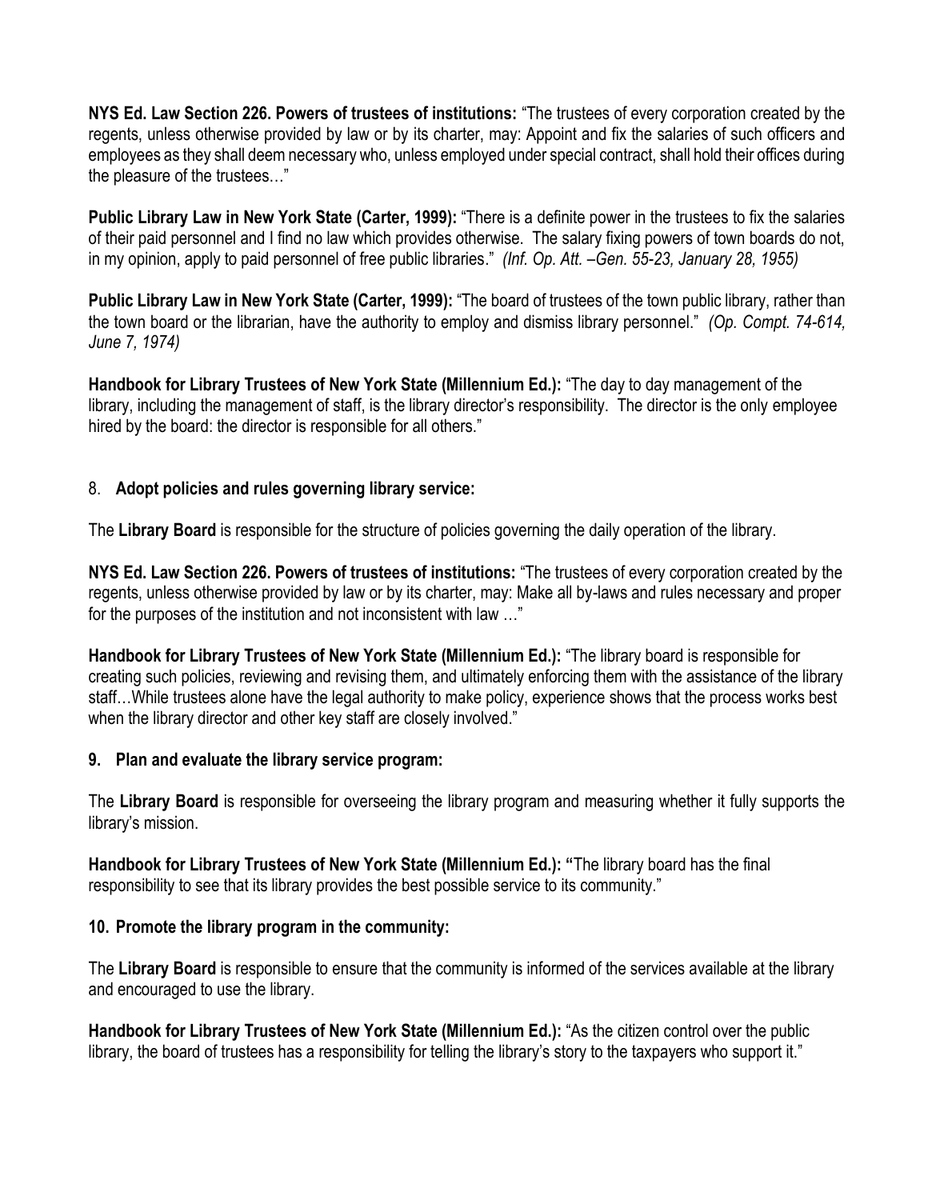**NYS Ed. Law Section 226. Powers of trustees of institutions:** "The trustees of every corporation created by the regents, unless otherwise provided by law or by its charter, may: Appoint and fix the salaries of such officers and employees as they shall deem necessary who, unless employed under special contract, shall hold their offices during the pleasure of the trustees…"

**Public Library Law in New York State (Carter, 1999):** "There is a definite power in the trustees to fix the salaries of their paid personnel and I find no law which provides otherwise. The salary fixing powers of town boards do not, in my opinion, apply to paid personnel of free public libraries." *(Inf. Op. Att. –Gen. 55-23, January 28, 1955)*

**Public Library Law in New York State (Carter, 1999):** "The board of trustees of the town public library, rather than the town board or the librarian, have the authority to employ and dismiss library personnel." *(Op. Compt. 74-614, June 7, 1974)*

**Handbook for Library Trustees of New York State (Millennium Ed.):** "The day to day management of the library, including the management of staff, is the library director's responsibility. The director is the only employee hired by the board: the director is responsible for all others."

8. **Adopt policies and rules governing library service:**

The **Library Board** is responsible for the structure of policies governing the daily operation of the library.

**NYS Ed. Law Section 226. Powers of trustees of institutions:** "The trustees of every corporation created by the regents, unless otherwise provided by law or by its charter, may: Make all by-laws and rules necessary and proper for the purposes of the institution and not inconsistent with law …"

**Handbook for Library Trustees of New York State (Millennium Ed.):** "The library board is responsible for creating such policies, reviewing and revising them, and ultimately enforcing them with the assistance of the library staff…While trustees alone have the legal authority to make policy, experience shows that the process works best when the library director and other key staff are closely involved."

**9. Plan and evaluate the library service program:**

The **Library Board** is responsible for overseeing the library program and measuring whether it fully supports the library's mission.

**Handbook for Library Trustees of New York State (Millennium Ed.): "**The library board has the final responsibility to see that its library provides the best possible service to its community."

**10. Promote the library program in the community:**

The **Library Board** is responsible to ensure that the community is informed of the services available at the library and encouraged to use the library.

**Handbook for Library Trustees of New York State (Millennium Ed.):** "As the citizen control over the public library, the board of trustees has a responsibility for telling the library's story to the taxpayers who support it."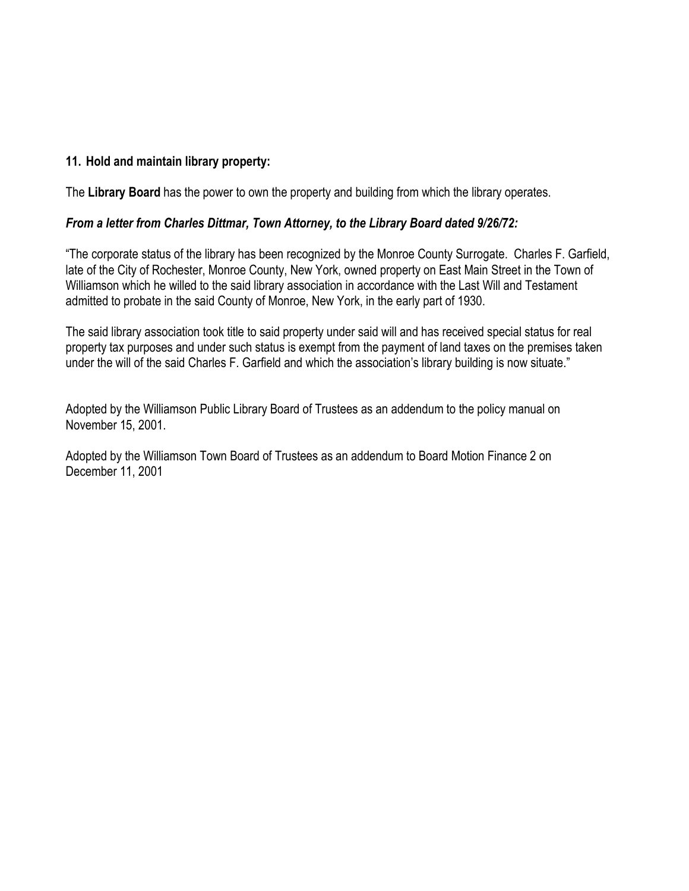**11. Hold and maintain library property:**

The **Library Board** has the power to own the property and building from which the library operates.

***From a letter from Charles Dittmar, Town Attorney, to the Library Board dated 9/26/72:***

“The corporate status of the library has been recognized by the Monroe County Surrogate. Charles F. Garfield, late of the City of Rochester, Monroe County, New York, owned property on East Main Street in the Town of Williamson which he willed to the said library association in accordance with the Last Will and Testament admitted to probate in the said County of Monroe, New York, in the early part of 1930.

The said library association took title to said property under said will and has received special status for real property tax purposes and under such status is exempt from the payment of land taxes on the premises taken under the will of the said Charles F. Garfield and which the association’s library building is now situate.”

Adopted by the Williamson Public Library Board of Trustees as an addendum to the policy manual on November 15, 2001.

Adopted by the Williamson Town Board of Trustees as an addendum to Board Motion Finance 2 on December 11, 2001